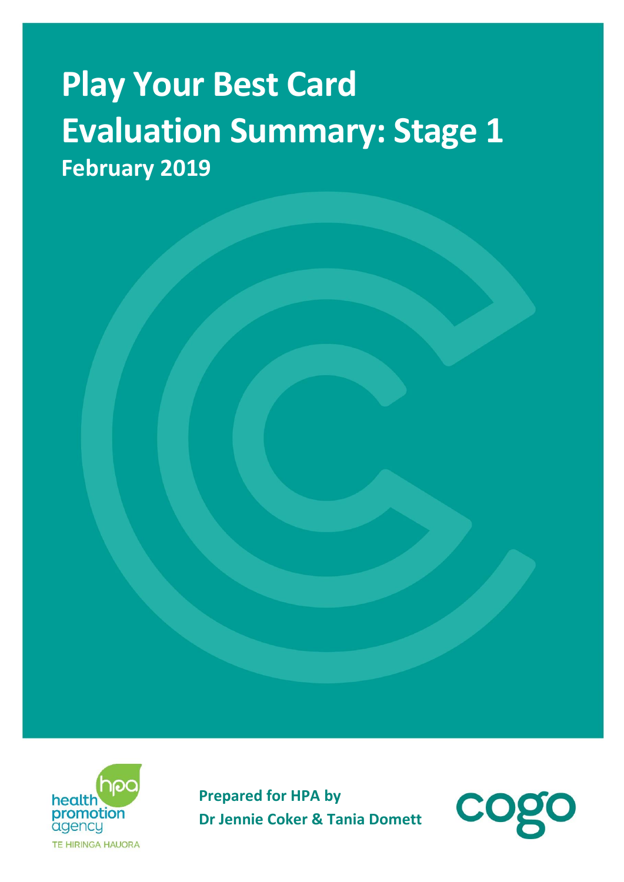# Play Your Best Card

# Evaluation Summary: Stage 1

## February 2019

health promotion agency
TE HIRINGA HAUORA

**Prepared for HPA by**
**Dr Jennie Coker & Tania Domett**

cogo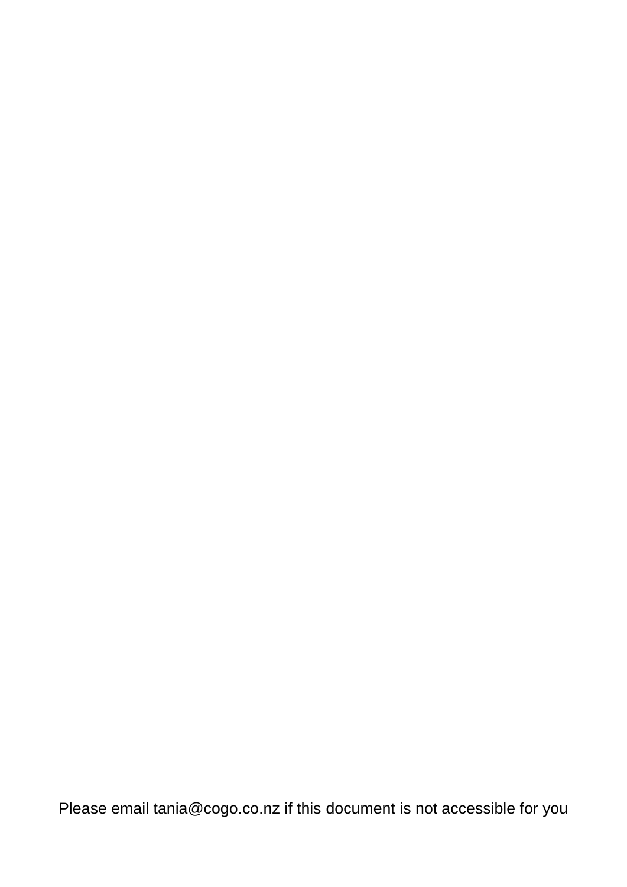Please email tania@cogo.co.nz if this document is not accessible for you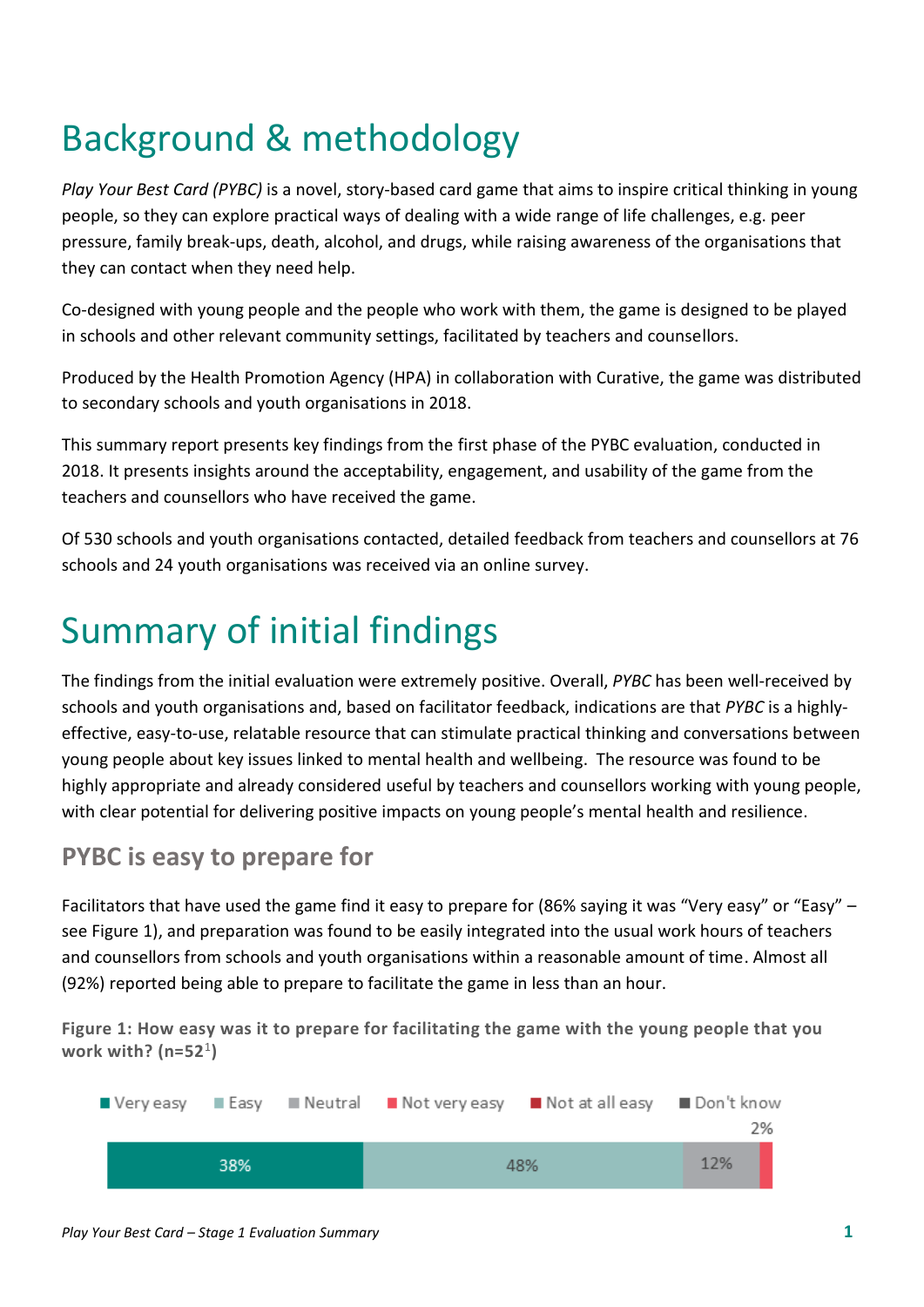# Background & methodology

*Play Your Best Card (PYBC)* is a novel, story-based card game that aims to inspire critical thinking in young people, so they can explore practical ways of dealing with a wide range of life challenges, e.g. peer pressure, family break-ups, death, alcohol, and drugs, while raising awareness of the organisations that they can contact when they need help.

Co-designed with young people and the people who work with them, the game is designed to be played in schools and other relevant community settings, facilitated by teachers and counsellors.

Produced by the Health Promotion Agency (HPA) in collaboration with Curative, the game was distributed to secondary schools and youth organisations in 2018.

This summary report presents key findings from the first phase of the PYBC evaluation, conducted in 2018. It presents insights around the acceptability, engagement, and usability of the game from the teachers and counsellors who have received the game.

Of 530 schools and youth organisations contacted, detailed feedback from teachers and counsellors at 76 schools and 24 youth organisations was received via an online survey.

# Summary of initial findings

The findings from the initial evaluation were extremely positive. Overall, *PYBC* has been well-received by schools and youth organisations and, based on facilitator feedback, indications are that *PYBC* is a highly-effective, easy-to-use, relatable resource that can stimulate practical thinking and conversations between young people about key issues linked to mental health and wellbeing. The resource was found to be highly appropriate and already considered useful by teachers and counsellors working with young people, with clear potential for delivering positive impacts on young people's mental health and resilience.

## PYBC is easy to prepare for

Facilitators that have used the game find it easy to prepare for (86% saying it was "Very easy" or "Easy" – see Figure 1), and preparation was found to be easily integrated into the usual work hours of teachers and counsellors from schools and youth organisations within a reasonable amount of time. Almost all (92%) reported being able to prepare to facilitate the game in less than an hour.

**Figure 1: How easy was it to prepare for facilitating the game with the young people that you work with? (n=52[1])**

| Very easy | Easy | Neutral | Not very easy | Not at all easy | Don't know |
|---|---|---|---|---|---|
| 38% | 48% | 12% | 2% | | |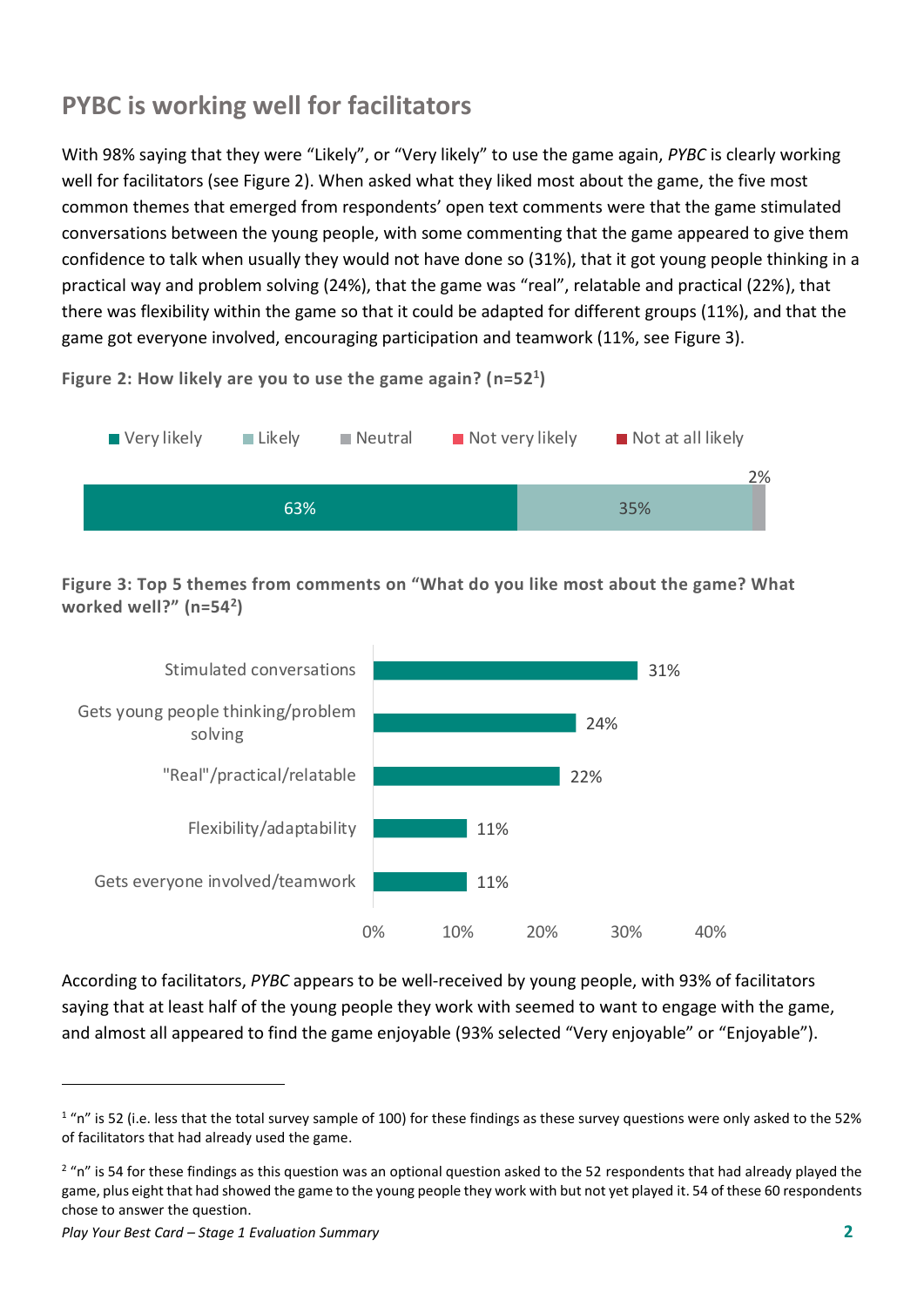## PYBC is working well for facilitators

With 98% saying that they were “Likely”, or “Very likely” to use the game again, *PYBC* is clearly working well for facilitators (see Figure 2). When asked what they liked most about the game, the five most common themes that emerged from respondents’ open text comments were that the game stimulated conversations between the young people, with some commenting that the game appeared to give them confidence to talk when usually they would not have done so (31%), that it got young people thinking in a practical way and problem solving (24%), that the game was “real”, relatable and practical (22%), that there was flexibility within the game so that it could be adapted for different groups (11%), and that the game got everyone involved, encouraging participation and teamwork (11%, see Figure 3).

**Figure 2: How likely are you to use the game again? (n=52[1])**

| Very likely | Likely | Neutral | Not very likely | Not at all likely |
|---|---|---|---|---|
| 63% | 35% | 2% | | |

**Figure 3: Top 5 themes from comments on “What do you like most about the game? What worked well?” (n=54[2])**

| Theme | % |
|---|---|
| Stimulated conversations | 31% |
| Gets young people thinking/problem solving | 24% |
| "Real"/practical/relatable | 22% |
| Flexibility/adaptability | 11% |
| Gets everyone involved/teamwork | 11% |

According to facilitators, *PYBC* appears to be well-received by young people, with 93% of facilitators saying that at least half of the young people they work with seemed to want to engage with the game, and almost all appeared to find the game enjoyable (93% selected “Very enjoyable” or “Enjoyable”).

---

[1] “n” is 52 (i.e. less that the total survey sample of 100) for these findings as these survey questions were only asked to the 52% of facilitators that had already used the game.

[2] “n” is 54 for these findings as this question was an optional question asked to the 52 respondents that had already played the game, plus eight that had showed the game to the young people they work with but not yet played it. 54 of these 60 respondents chose to answer the question.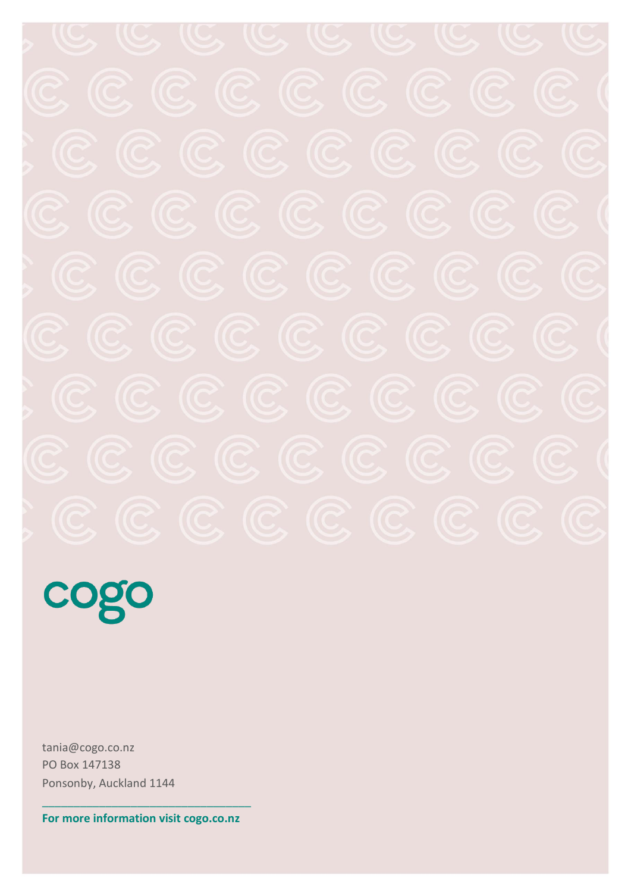cogo

tania@cogo.co.nz
PO Box 147138
Ponsonby, Auckland 1144

**For more information visit cogo.co.nz**